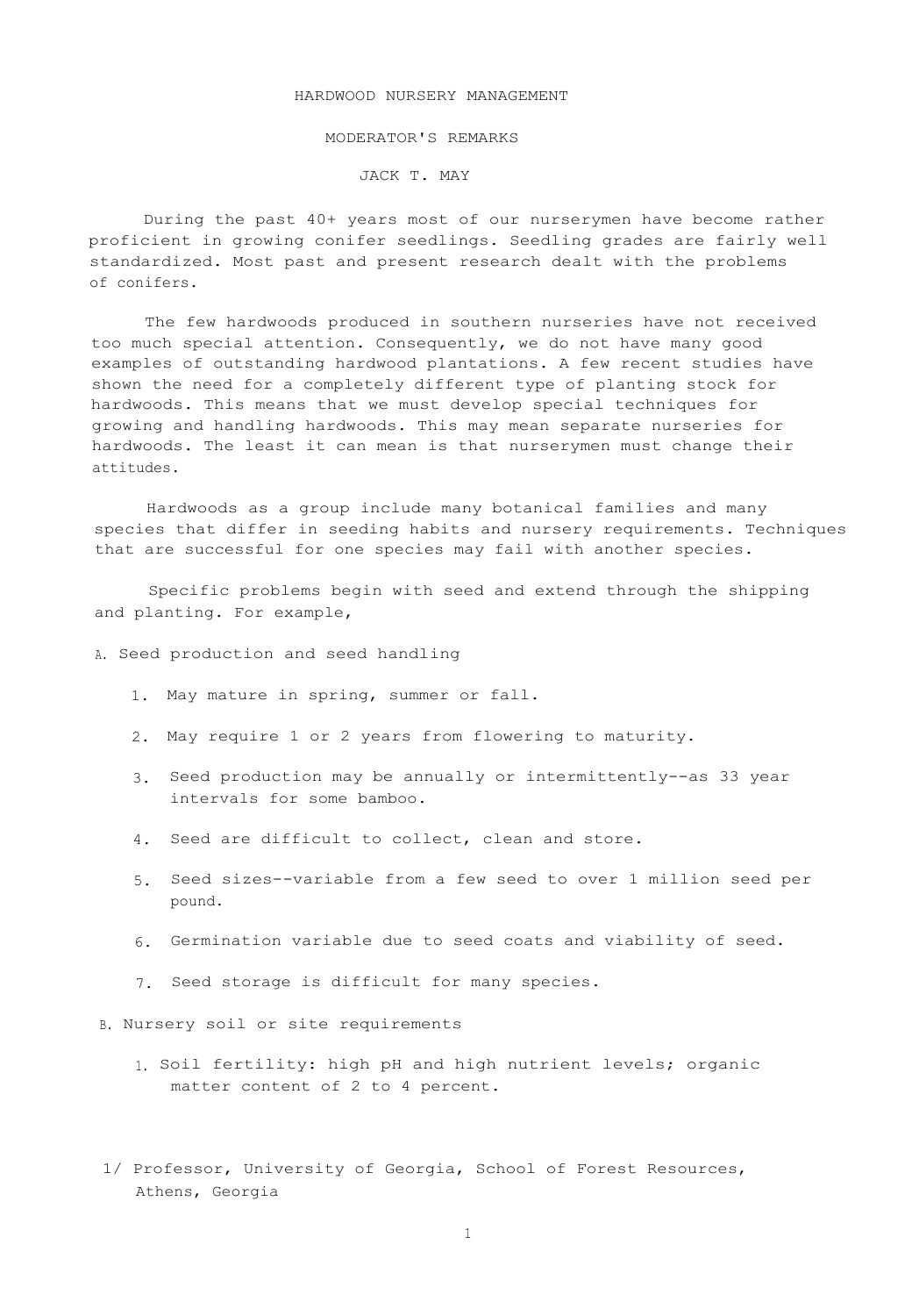# HARDWOOD NURSERY MANAGEMENT

## MODERATOR'S REMARKS

JACK T. MAY[1]

During the past 40+ years most of our nurserymen have become rather proficient in growing conifer seedlings. Seedling grades are fairly well standardized. Most past and present research dealt with the problems of conifers.

The few hardwoods produced in southern nurseries have not received too much special attention. Consequently, we do not have many good examples of outstanding hardwood plantations. A few recent studies have shown the need for a completely different type of planting stock for hardwoods. This means that we must develop special techniques for growing and handling hardwoods. This may mean separate nurseries for hardwoods. The least it can mean is that nurserymen must change their attitudes.

Hardwoods as a group include many botanical families and many species that differ in seeding habits and nursery requirements. Techniques that are successful for one species may fail with another species.

Specific problems begin with seed and extend through the shipping and planting. For example,

A. Seed production and seed handling

1. May mature in spring, summer or fall.
2. May require 1 or 2 years from flowering to maturity.
3. Seed production may be annually or intermittently--as 33 year intervals for some bamboo.
4. Seed are difficult to collect, clean and store.
5. Seed sizes--variable from a few seed to over 1 million seed per pound.
6. Germination variable due to seed coats and viability of seed.
7. Seed storage is difficult for many species.

B. Nursery soil or site requirements

1. Soil fertility: high pH and high nutrient levels; organic matter content of 2 to 4 percent.

1/ Professor, University of Georgia, School of Forest Resources, Athens, Georgia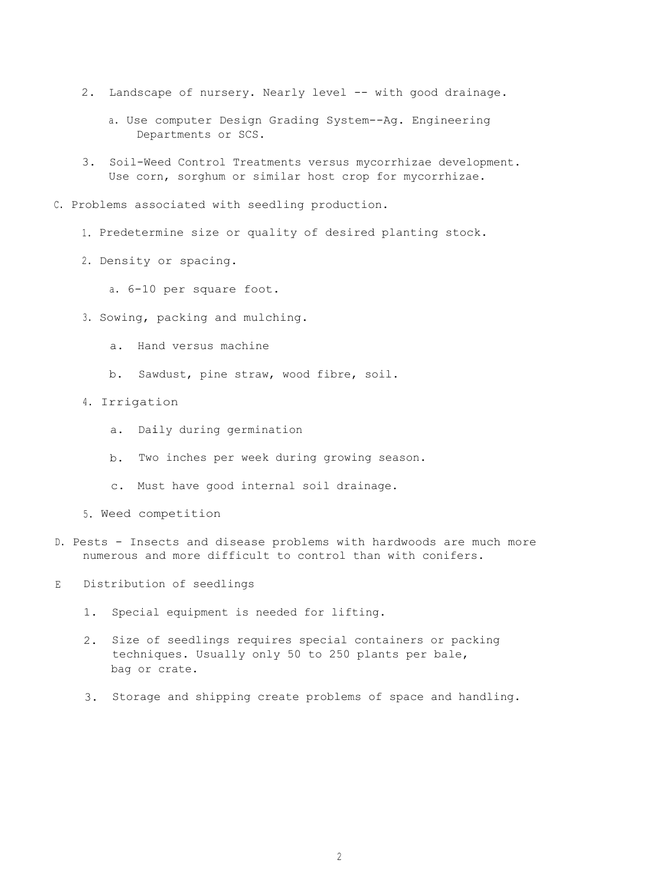2. Landscape of nursery. Nearly level -- with good drainage.

   a. Use computer Design Grading System--Ag. Engineering Departments or SCS.

3. Soil-Weed Control Treatments versus mycorrhizae development. Use corn, sorghum or similar host crop for mycorrhizae.

C. Problems associated with seedling production.

1. Predetermine size or quality of desired planting stock.

2. Density or spacing.

   a. 6-10 per square foot.

3. Sowing, packing and mulching.

   a. Hand versus machine

   b. Sawdust, pine straw, wood fibre, soil.

4. Irrigation

   a. Daily during germination

   b. Two inches per week during growing season.

   c. Must have good internal soil drainage.

5. Weed competition

D. Pests - Insects and disease problems with hardwoods are much more numerous and more difficult to control than with conifers.

E Distribution of seedlings

1. Special equipment is needed for lifting.

2. Size of seedlings requires special containers or packing techniques. Usually only 50 to 250 plants per bale, bag or crate.

3. Storage and shipping create problems of space and handling.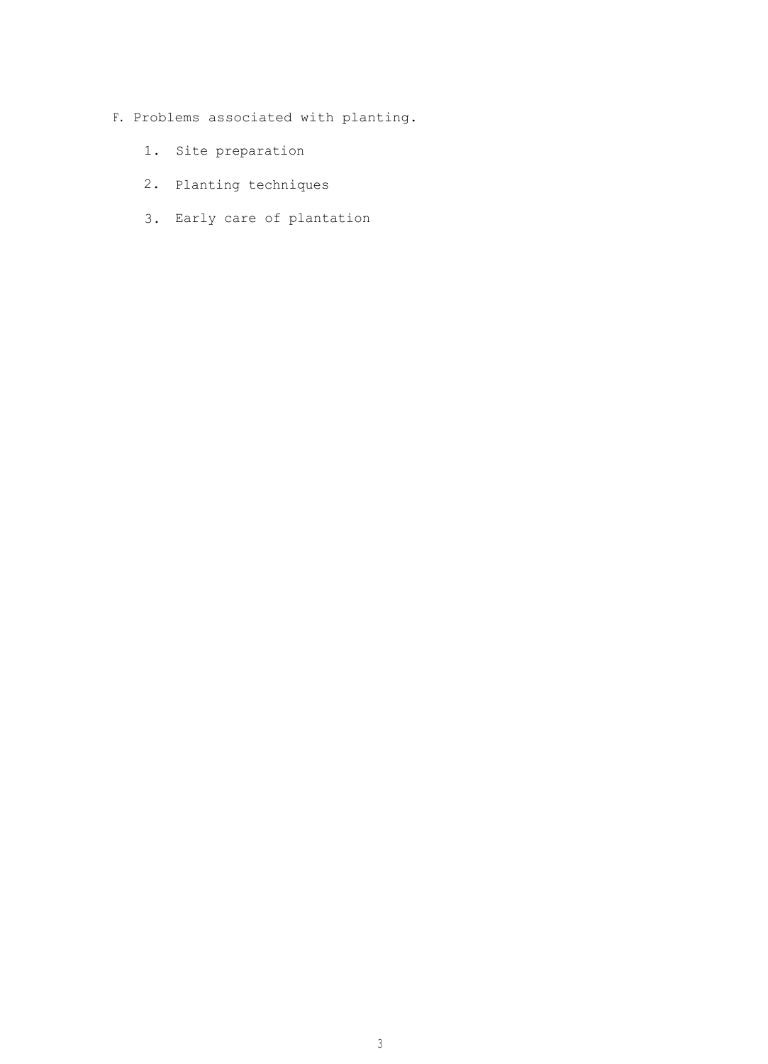F. Problems associated with planting.

1. Site preparation
2. Planting techniques
3. Early care of plantation